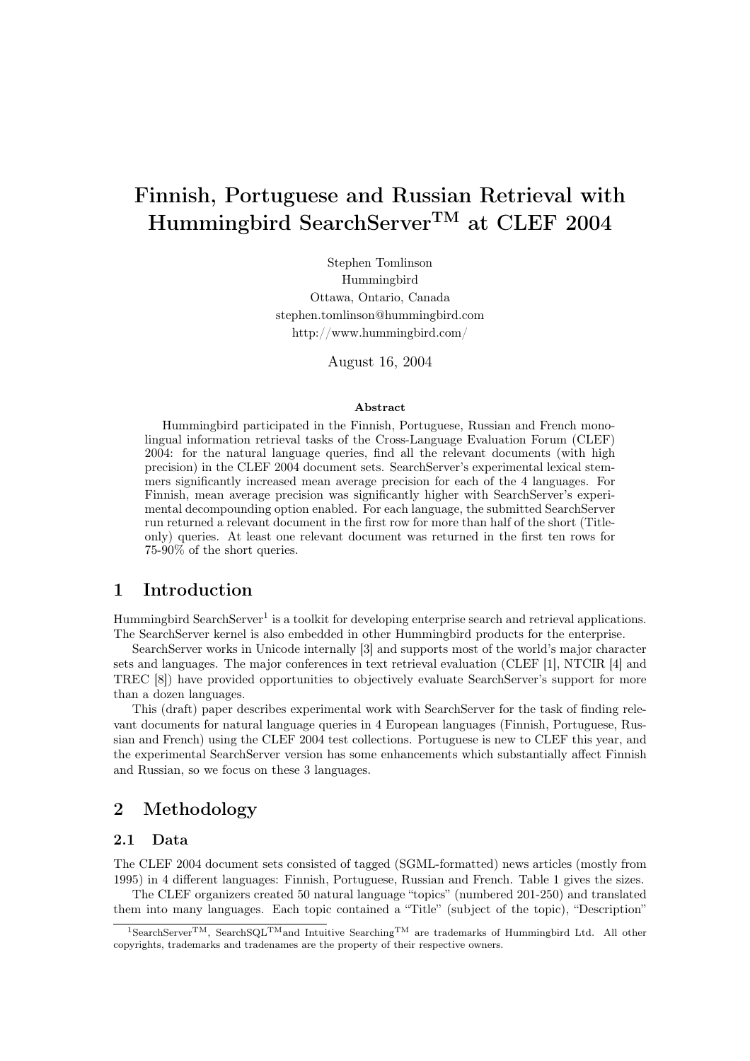# Finnish, Portuguese and Russian Retrieval with Hummingbird SearchServer$^{TM}$ at CLEF 2004

Stephen Tomlinson
Hummingbird
Ottawa, Ontario, Canada
stephen.tomlinson@hummingbird.com
http://www.hummingbird.com/

August 16, 2004

### Abstract

Hummingbird participated in the Finnish, Portuguese, Russian and French monolingual information retrieval tasks of the Cross-Language Evaluation Forum (CLEF) 2004: for the natural language queries, find all the relevant documents (with high precision) in the CLEF 2004 document sets. SearchServer's experimental lexical stemmers significantly increased mean average precision for each of the 4 languages. For Finnish, mean average precision was significantly higher with SearchServer's experimental decompounding option enabled. For each language, the submitted SearchServer run returned a relevant document in the first row for more than half of the short (Title-only) queries. At least one relevant document was returned in the first ten rows for 75-90% of the short queries.

## 1 Introduction

Hummingbird SearchServer[1] is a toolkit for developing enterprise search and retrieval applications. The SearchServer kernel is also embedded in other Hummingbird products for the enterprise.

SearchServer works in Unicode internally [3] and supports most of the world's major character sets and languages. The major conferences in text retrieval evaluation (CLEF [1], NTCIR [4] and TREC [8]) have provided opportunities to objectively evaluate SearchServer's support for more than a dozen languages.

This (draft) paper describes experimental work with SearchServer for the task of finding relevant documents for natural language queries in 4 European languages (Finnish, Portuguese, Russian and French) using the CLEF 2004 test collections. Portuguese is new to CLEF this year, and the experimental SearchServer version has some enhancements which substantially affect Finnish and Russian, so we focus on these 3 languages.

## 2 Methodology

### 2.1 Data

The CLEF 2004 document sets consisted of tagged (SGML-formatted) news articles (mostly from 1995) in 4 different languages: Finnish, Portuguese, Russian and French. Table 1 gives the sizes.

The CLEF organizers created 50 natural language "topics" (numbered 201-250) and translated them into many languages. Each topic contained a "Title" (subject of the topic), "Description"

[1] SearchServer$^{TM}$, SearchSQL$^{TM}$and Intuitive Searching$^{TM}$ are trademarks of Hummingbird Ltd. All other copyrights, trademarks and tradenames are the property of their respective owners.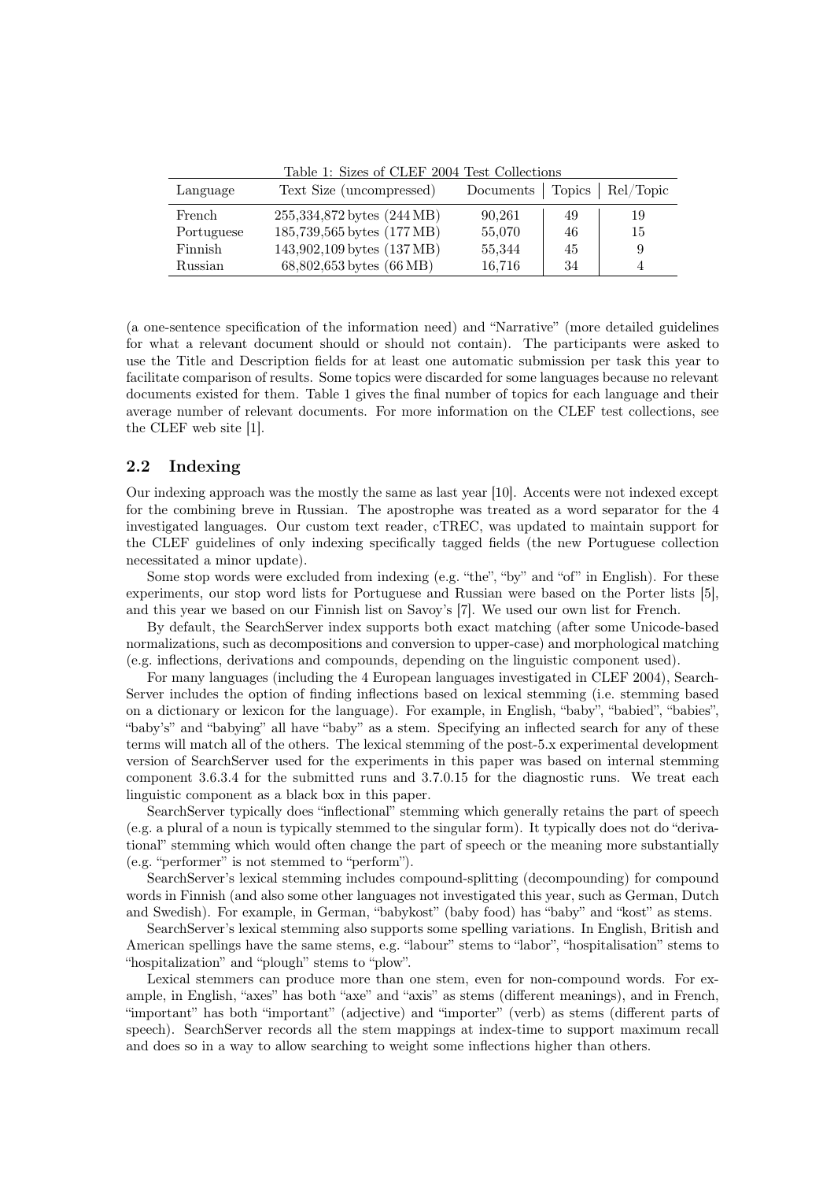Table 1: Sizes of CLEF 2004 Test Collections

| Language | Text Size (uncompressed) | Documents | Topics | Rel/Topic |
|---|---|---|---|---|
| French | 255,334,872 bytes (244 MB) | 90,261 | 49 | 19 |
| Portuguese | 185,739,565 bytes (177 MB) | 55,070 | 46 | 15 |
| Finnish | 143,902,109 bytes (137 MB) | 55,344 | 45 | 9 |
| Russian | 68,802,653 bytes (66 MB) | 16,716 | 34 | 4 |

(a one-sentence specification of the information need) and "Narrative" (more detailed guidelines for what a relevant document should or should not contain). The participants were asked to use the Title and Description fields for at least one automatic submission per task this year to facilitate comparison of results. Some topics were discarded for some languages because no relevant documents existed for them. Table 1 gives the final number of topics for each language and their average number of relevant documents. For more information on the CLEF test collections, see the CLEF web site [1].

## 2.2 Indexing

Our indexing approach was the mostly the same as last year [10]. Accents were not indexed except for the combining breve in Russian. The apostrophe was treated as a word separator for the 4 investigated languages. Our custom text reader, cTREC, was updated to maintain support for the CLEF guidelines of only indexing specifically tagged fields (the new Portuguese collection necessitated a minor update).

Some stop words were excluded from indexing (e.g. "the", "by" and "of" in English). For these experiments, our stop word lists for Portuguese and Russian were based on the Porter lists [5], and this year we based on our Finnish list on Savoy's [7]. We used our own list for French.

By default, the SearchServer index supports both exact matching (after some Unicode-based normalizations, such as decompositions and conversion to upper-case) and morphological matching (e.g. inflections, derivations and compounds, depending on the linguistic component used).

For many languages (including the 4 European languages investigated in CLEF 2004), SearchServer includes the option of finding inflections based on lexical stemming (i.e. stemming based on a dictionary or lexicon for the language). For example, in English, "baby", "babied", "babies", "baby's" and "babying" all have "baby" as a stem. Specifying an inflected search for any of these terms will match all of the others. The lexical stemming of the post-5.x experimental development version of SearchServer used for the experiments in this paper was based on internal stemming component 3.6.3.4 for the submitted runs and 3.7.0.15 for the diagnostic runs. We treat each linguistic component as a black box in this paper.

SearchServer typically does "inflectional" stemming which generally retains the part of speech (e.g. a plural of a noun is typically stemmed to the singular form). It typically does not do "derivational" stemming which would often change the part of speech or the meaning more substantially (e.g. "performer" is not stemmed to "perform").

SearchServer's lexical stemming includes compound-splitting (decompounding) for compound words in Finnish (and also some other languages not investigated this year, such as German, Dutch and Swedish). For example, in German, "babykost" (baby food) has "baby" and "kost" as stems.

SearchServer's lexical stemming also supports some spelling variations. In English, British and American spellings have the same stems, e.g. "labour" stems to "labor", "hospitalisation" stems to "hospitalization" and "plough" stems to "plow".

Lexical stemmers can produce more than one stem, even for non-compound words. For example, in English, "axes" has both "axe" and "axis" as stems (different meanings), and in French, "important" has both "important" (adjective) and "importer" (verb) as stems (different parts of speech). SearchServer records all the stem mappings at index-time to support maximum recall and does so in a way to allow searching to weight some inflections higher than others.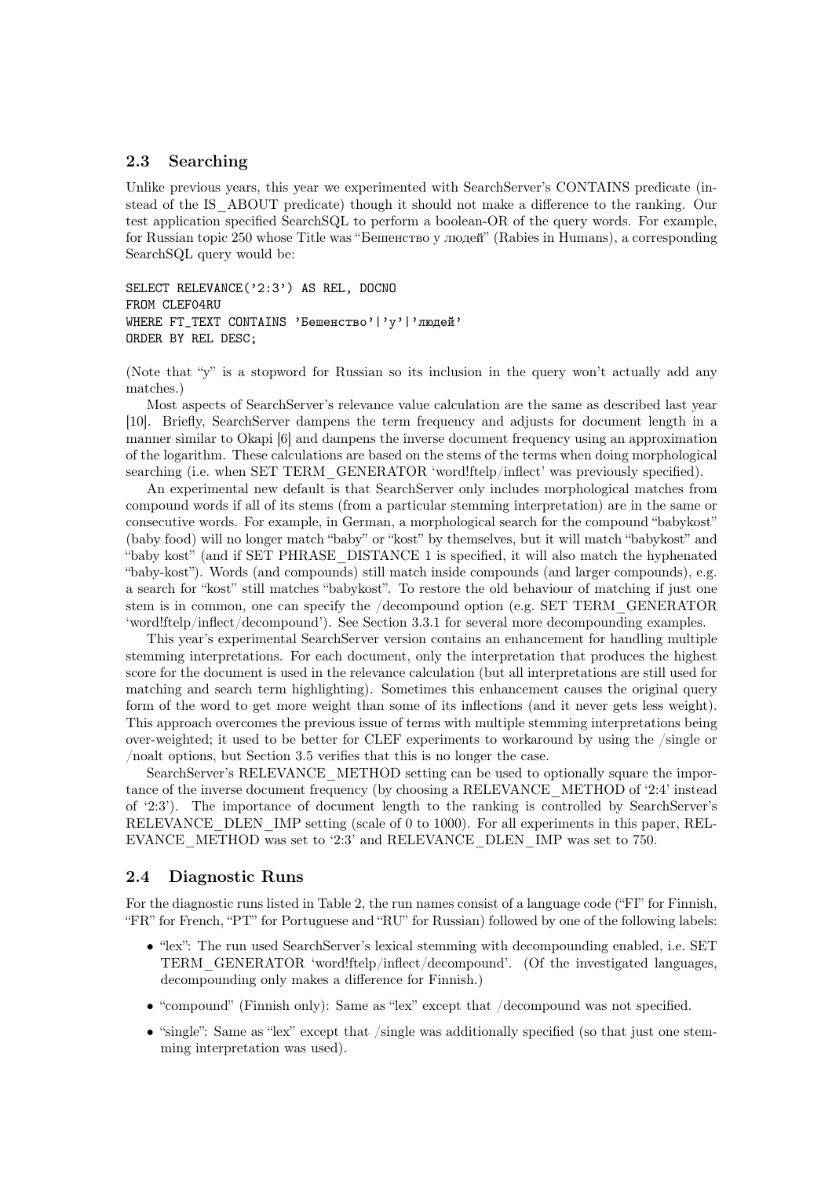## 2.3 Searching

Unlike previous years, this year we experimented with SearchServer's CONTAINS predicate (instead of the IS_ABOUT predicate) though it should not make a difference to the ranking. Our test application specified SearchSQL to perform a boolean-OR of the query words. For example, for Russian topic 250 whose Title was "Бешенство у людей" (Rabies in Humans), a corresponding SearchSQL query would be:

```
SELECT RELEVANCE('2:3') AS REL, DOCNO
FROM CLEF04RU
WHERE FT_TEXT CONTAINS 'Бешенство'|'у'|'людей'
ORDER BY REL DESC;
```

(Note that "у" is a stopword for Russian so its inclusion in the query won't actually add any matches.)

Most aspects of SearchServer's relevance value calculation are the same as described last year [10]. Briefly, SearchServer dampens the term frequency and adjusts for document length in a manner similar to Okapi [6] and dampens the inverse document frequency using an approximation of the logarithm. These calculations are based on the stems of the terms when doing morphological searching (i.e. when SET TERM_GENERATOR 'word!ftelp/inflect' was previously specified).

An experimental new default is that SearchServer only includes morphological matches from compound words if all of its stems (from a particular stemming interpretation) are in the same or consecutive words. For example, in German, a morphological search for the compound "babykost" (baby food) will no longer match "baby" or "kost" by themselves, but it will match "babykost" and "baby kost" (and if SET PHRASE_DISTANCE 1 is specified, it will also match the hyphenated "baby-kost"). Words (and compounds) still match inside compounds (and larger compounds), e.g. a search for "kost" still matches "babykost". To restore the old behaviour of matching if just one stem is in common, one can specify the /decompound option (e.g. SET TERM_GENERATOR 'word!ftelp/inflect/decompound'). See Section 3.3.1 for several more decompounding examples.

This year's experimental SearchServer version contains an enhancement for handling multiple stemming interpretations. For each document, only the interpretation that produces the highest score for the document is used in the relevance calculation (but all interpretations are still used for matching and search term highlighting). Sometimes this enhancement causes the original query form of the word to get more weight than some of its inflections (and it never gets less weight). This approach overcomes the previous issue of terms with multiple stemming interpretations being over-weighted; it used to be better for CLEF experiments to workaround by using the /single or /noalt options, but Section 3.5 verifies that this is no longer the case.

SearchServer's RELEVANCE_METHOD setting can be used to optionally square the importance of the inverse document frequency (by choosing a RELEVANCE_METHOD of '2:4' instead of '2:3'). The importance of document length to the ranking is controlled by SearchServer's RELEVANCE_DLEN_IMP setting (scale of 0 to 1000). For all experiments in this paper, RELEVANCE_METHOD was set to '2:3' and RELEVANCE_DLEN_IMP was set to 750.

## 2.4 Diagnostic Runs

For the diagnostic runs listed in Table 2, the run names consist of a language code ("FI" for Finnish, "FR" for French, "PT" for Portuguese and "RU" for Russian) followed by one of the following labels:

- "lex": The run used SearchServer's lexical stemming with decompounding enabled, i.e. SET TERM_GENERATOR 'word!ftelp/inflect/decompound'. (Of the investigated languages, decompounding only makes a difference for Finnish.)
- "compound" (Finnish only): Same as "lex" except that /decompound was not specified.
- "single": Same as "lex" except that /single was additionally specified (so that just one stemming interpretation was used).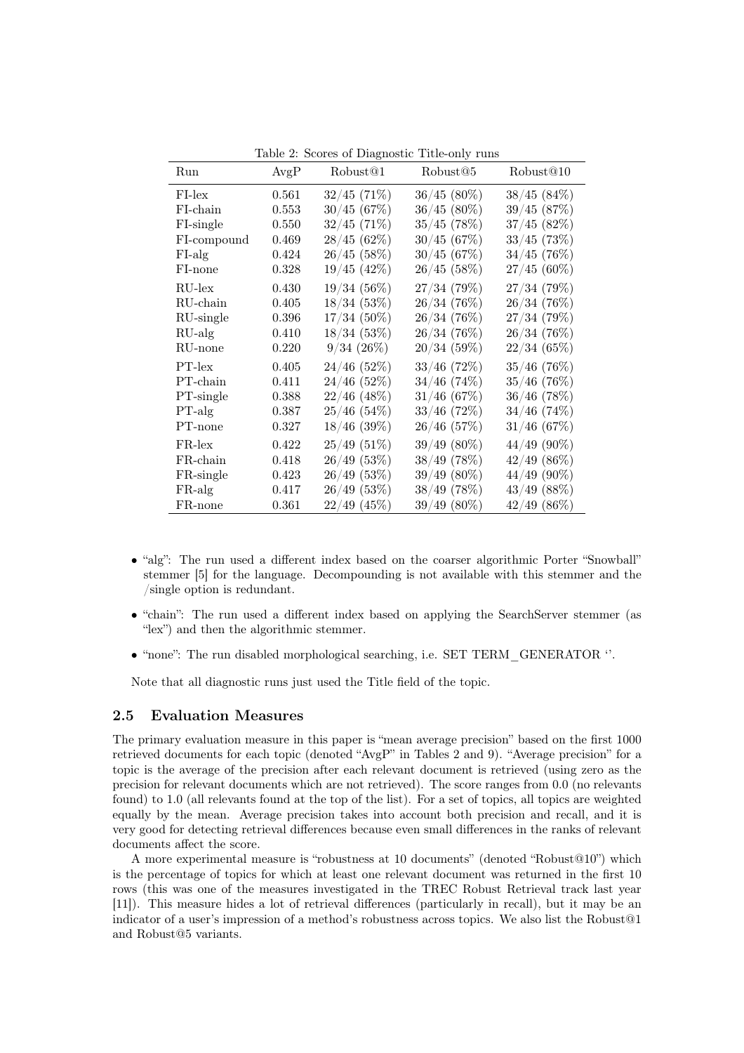Table 2: Scores of Diagnostic Title-only runs

| Run | AvgP | Robust@1 | Robust@5 | Robust@10 |
|---|---|---|---|---|
| FI-lex | 0.561 | 32/45 (71%) | 36/45 (80%) | 38/45 (84%) |
| FI-chain | 0.553 | 30/45 (67%) | 36/45 (80%) | 39/45 (87%) |
| FI-single | 0.550 | 32/45 (71%) | 35/45 (78%) | 37/45 (82%) |
| FI-compound | 0.469 | 28/45 (62%) | 30/45 (67%) | 33/45 (73%) |
| FI-alg | 0.424 | 26/45 (58%) | 30/45 (67%) | 34/45 (76%) |
| FI-none | 0.328 | 19/45 (42%) | 26/45 (58%) | 27/45 (60%) |
| RU-lex | 0.430 | 19/34 (56%) | 27/34 (79%) | 27/34 (79%) |
| RU-chain | 0.405 | 18/34 (53%) | 26/34 (76%) | 26/34 (76%) |
| RU-single | 0.396 | 17/34 (50%) | 26/34 (76%) | 27/34 (79%) |
| RU-alg | 0.410 | 18/34 (53%) | 26/34 (76%) | 26/34 (76%) |
| RU-none | 0.220 | 9/34 (26%) | 20/34 (59%) | 22/34 (65%) |
| PT-lex | 0.405 | 24/46 (52%) | 33/46 (72%) | 35/46 (76%) |
| PT-chain | 0.411 | 24/46 (52%) | 34/46 (74%) | 35/46 (76%) |
| PT-single | 0.388 | 22/46 (48%) | 31/46 (67%) | 36/46 (78%) |
| PT-alg | 0.387 | 25/46 (54%) | 33/46 (72%) | 34/46 (74%) |
| PT-none | 0.327 | 18/46 (39%) | 26/46 (57%) | 31/46 (67%) |
| FR-lex | 0.422 | 25/49 (51%) | 39/49 (80%) | 44/49 (90%) |
| FR-chain | 0.418 | 26/49 (53%) | 38/49 (78%) | 42/49 (86%) |
| FR-single | 0.423 | 26/49 (53%) | 39/49 (80%) | 44/49 (90%) |
| FR-alg | 0.417 | 26/49 (53%) | 38/49 (78%) | 43/49 (88%) |
| FR-none | 0.361 | 22/49 (45%) | 39/49 (80%) | 42/49 (86%) |

- "alg": The run used a different index based on the coarser algorithmic Porter "Snowball" stemmer [5] for the language. Decompounding is not available with this stemmer and the /single option is redundant.
- "chain": The run used a different index based on applying the SearchServer stemmer (as "lex") and then the algorithmic stemmer.
- "none": The run disabled morphological searching, i.e. SET TERM_GENERATOR ''.

Note that all diagnostic runs just used the Title field of the topic.

### 2.5 Evaluation Measures

The primary evaluation measure in this paper is "mean average precision" based on the first 1000 retrieved documents for each topic (denoted "AvgP" in Tables 2 and 9). "Average precision" for a topic is the average of the precision after each relevant document is retrieved (using zero as the precision for relevant documents which are not retrieved). The score ranges from 0.0 (no relevants found) to 1.0 (all relevants found at the top of the list). For a set of topics, all topics are weighted equally by the mean. Average precision takes into account both precision and recall, and it is very good for detecting retrieval differences because even small differences in the ranks of relevant documents affect the score.

A more experimental measure is "robustness at 10 documents" (denoted "Robust@10") which is the percentage of topics for which at least one relevant document was returned in the first 10 rows (this was one of the measures investigated in the TREC Robust Retrieval track last year [11]). This measure hides a lot of retrieval differences (particularly in recall), but it may be an indicator of a user's impression of a method's robustness across topics. We also list the Robust@1 and Robust@5 variants.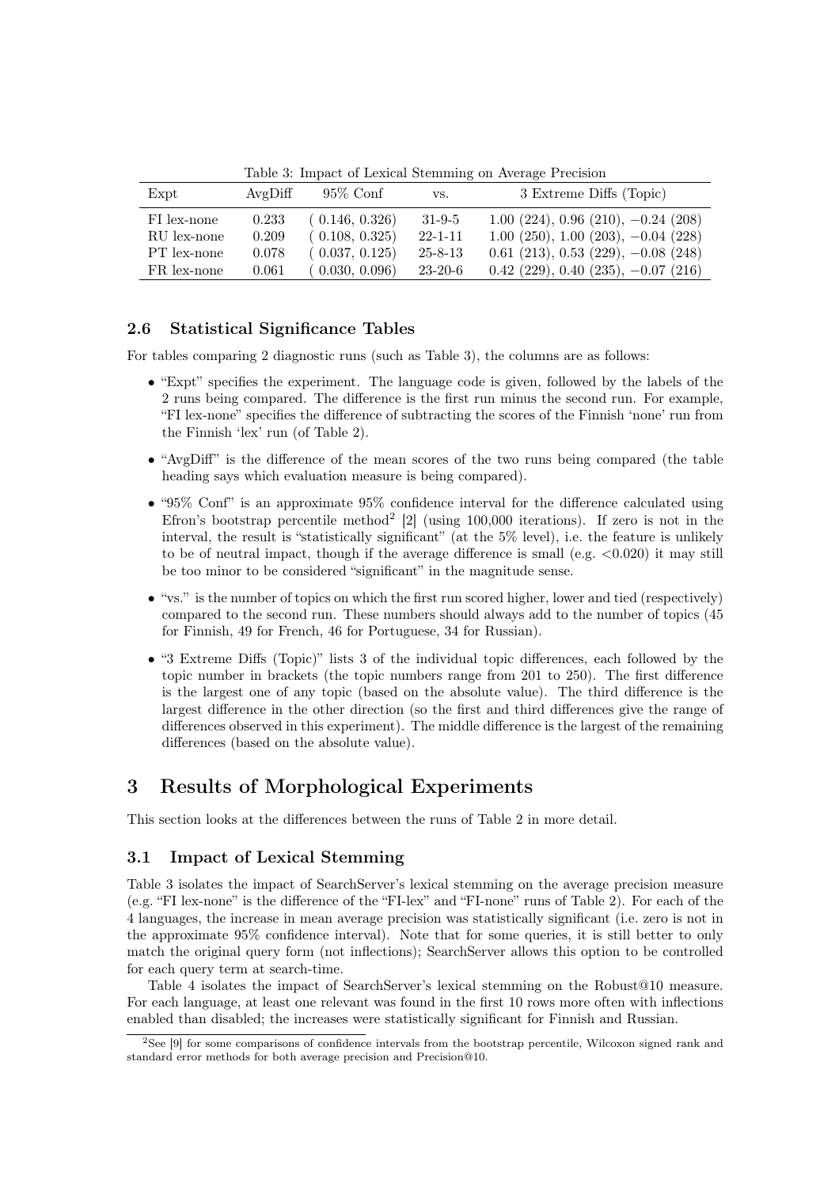Table 3: Impact of Lexical Stemming on Average Precision

| Expt | AvgDiff | 95% Conf | vs. | 3 Extreme Diffs (Topic) |
|---|---|---|---|---|
| FI lex-none | 0.233 | ( 0.146, 0.326) | 31-9-5 | 1.00 (224), 0.96 (210), −0.24 (208) |
| RU lex-none | 0.209 | ( 0.108, 0.325) | 22-1-11 | 1.00 (250), 1.00 (203), −0.04 (228) |
| PT lex-none | 0.078 | ( 0.037, 0.125) | 25-8-13 | 0.61 (213), 0.53 (229), −0.08 (248) |
| FR lex-none | 0.061 | ( 0.030, 0.096) | 23-20-6 | 0.42 (229), 0.40 (235), −0.07 (216) |

### 2.6 Statistical Significance Tables

For tables comparing 2 diagnostic runs (such as Table 3), the columns are as follows:

- "Expt" specifies the experiment. The language code is given, followed by the labels of the 2 runs being compared. The difference is the first run minus the second run. For example, "FI lex-none" specifies the difference of subtracting the scores of the Finnish 'none' run from the Finnish 'lex' run (of Table 2).
- "AvgDiff" is the difference of the mean scores of the two runs being compared (the table heading says which evaluation measure is being compared).
- "95% Conf" is an approximate 95% confidence interval for the difference calculated using Efron's bootstrap percentile method[2] [2] (using 100,000 iterations). If zero is not in the interval, the result is "statistically significant" (at the 5% level), i.e. the feature is unlikely to be of neutral impact, though if the average difference is small (e.g. <0.020) it may still be too minor to be considered "significant" in the magnitude sense.
- "vs." is the number of topics on which the first run scored higher, lower and tied (respectively) compared to the second run. These numbers should always add to the number of topics (45 for Finnish, 49 for French, 46 for Portuguese, 34 for Russian).
- "3 Extreme Diffs (Topic)" lists 3 of the individual topic differences, each followed by the topic number in brackets (the topic numbers range from 201 to 250). The first difference is the largest one of any topic (based on the absolute value). The third difference is the largest difference in the other direction (so the first and third differences give the range of differences observed in this experiment). The middle difference is the largest of the remaining differences (based on the absolute value).

# 3 Results of Morphological Experiments

This section looks at the differences between the runs of Table 2 in more detail.

### 3.1 Impact of Lexical Stemming

Table 3 isolates the impact of SearchServer's lexical stemming on the average precision measure (e.g. "FI lex-none" is the difference of the "FI-lex" and "FI-none" runs of Table 2). For each of the 4 languages, the increase in mean average precision was statistically significant (i.e. zero is not in the approximate 95% confidence interval). Note that for some queries, it is still better to only match the original query form (not inflections); SearchServer allows this option to be controlled for each query term at search-time.

Table 4 isolates the impact of SearchServer's lexical stemming on the Robust@10 measure. For each language, at least one relevant was found in the first 10 rows more often with inflections enabled than disabled; the increases were statistically significant for Finnish and Russian.

[2] See [9] for some comparisons of confidence intervals from the bootstrap percentile, Wilcoxon signed rank and standard error methods for both average precision and Precision@10.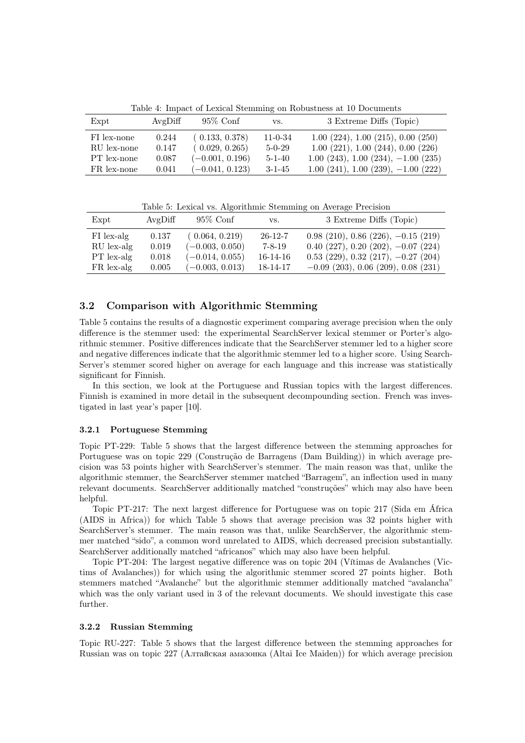Table 4: Impact of Lexical Stemming on Robustness at 10 Documents

| Expt | AvgDiff | 95% Conf | vs. | 3 Extreme Diffs (Topic) |
|---|---|---|---|---|
| FI lex-none | 0.244 | ( 0.133, 0.378) | 11-0-34 | 1.00 (224), 1.00 (215), 0.00 (250) |
| RU lex-none | 0.147 | ( 0.029, 0.265) | 5-0-29 | 1.00 (221), 1.00 (244), 0.00 (226) |
| PT lex-none | 0.087 | (−0.001, 0.196) | 5-1-40 | 1.00 (243), 1.00 (234), −1.00 (235) |
| FR lex-none | 0.041 | (−0.041, 0.123) | 3-1-45 | 1.00 (241), 1.00 (239), −1.00 (222) |

Table 5: Lexical vs. Algorithmic Stemming on Average Precision

| Expt | AvgDiff | 95% Conf | vs. | 3 Extreme Diffs (Topic) |
|---|---|---|---|---|
| FI lex-alg | 0.137 | ( 0.064, 0.219) | 26-12-7 | 0.98 (210), 0.86 (226), −0.15 (219) |
| RU lex-alg | 0.019 | (−0.003, 0.050) | 7-8-19 | 0.40 (227), 0.20 (202), −0.07 (224) |
| PT lex-alg | 0.018 | (−0.014, 0.055) | 16-14-16 | 0.53 (229), 0.32 (217), −0.27 (204) |
| FR lex-alg | 0.005 | (−0.003, 0.013) | 18-14-17 | −0.09 (203), 0.06 (209), 0.08 (231) |

## 3.2 Comparison with Algorithmic Stemming

Table 5 contains the results of a diagnostic experiment comparing average precision when the only difference is the stemmer used: the experimental SearchServer lexical stemmer or Porter's algorithmic stemmer. Positive differences indicate that the SearchServer stemmer led to a higher score and negative differences indicate that the algorithmic stemmer led to a higher score. Using SearchServer's stemmer scored higher on average for each language and this increase was statistically significant for Finnish.

In this section, we look at the Portuguese and Russian topics with the largest differences. Finnish is examined in more detail in the subsequent decompounding section. French was investigated in last year's paper [10].

### 3.2.1 Portuguese Stemming

Topic PT-229: Table 5 shows that the largest difference between the stemming approaches for Portuguese was on topic 229 (Construção de Barragens (Dam Building)) in which average precision was 53 points higher with SearchServer's stemmer. The main reason was that, unlike the algorithmic stemmer, the SearchServer stemmer matched "Barragem", an inflection used in many relevant documents. SearchServer additionally matched "construções" which may also have been helpful.

Topic PT-217: The next largest difference for Portuguese was on topic 217 (Sida em África (AIDS in Africa)) for which Table 5 shows that average precision was 32 points higher with SearchServer's stemmer. The main reason was that, unlike SearchServer, the algorithmic stemmer matched "sido", a common word unrelated to AIDS, which decreased precision substantially. SearchServer additionally matched "africanos" which may also have been helpful.

Topic PT-204: The largest negative difference was on topic 204 (Vítimas de Avalanches (Victims of Avalanches)) for which using the algorithmic stemmer scored 27 points higher. Both stemmers matched "Avalanche" but the algorithmic stemmer additionally matched "avalancha" which was the only variant used in 3 of the relevant documents. We should investigate this case further.

### 3.2.2 Russian Stemming

Topic RU-227: Table 5 shows that the largest difference between the stemming approaches for Russian was on topic 227 (Алтайская амазонка (Altai Ice Maiden)) for which average precision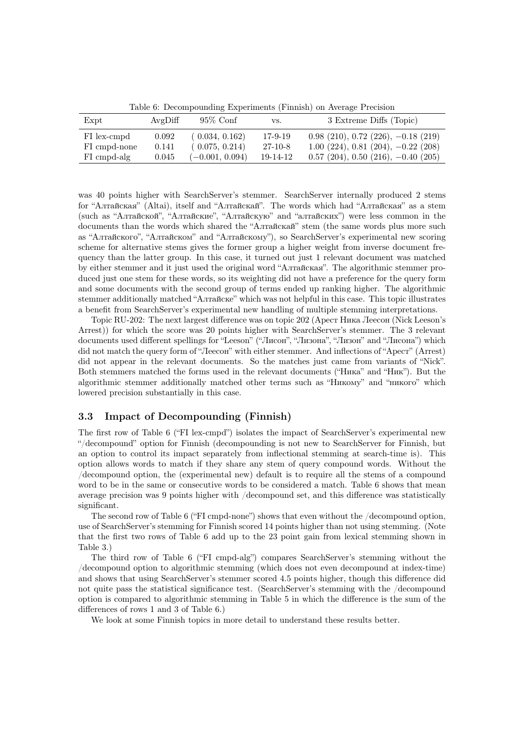Table 6: Decompounding Experiments (Finnish) on Average Precision

| Expt | AvgDiff | 95% Conf | vs. | 3 Extreme Diffs (Topic) |
|---|---|---|---|---|
| FI lex-cmpd | 0.092 | ( 0.034, 0.162) | 17-9-19 | 0.98 (210), 0.72 (226), −0.18 (219) |
| FI cmpd-none | 0.141 | ( 0.075, 0.214) | 27-10-8 | 1.00 (224), 0.81 (204), −0.22 (208) |
| FI cmpd-alg | 0.045 | (−0.001, 0.094) | 19-14-12 | 0.57 (204), 0.50 (216), −0.40 (205) |

was 40 points higher with SearchServer's stemmer. SearchServer internally produced 2 stems for "Алтайская" (Altai), itself and "Алтайскай". The words which had "Алтайская" as a stem (such as "Алтайской", "Алтайские", "Алтайскую" and "алтайских") were less common in the documents than the words which shared the "Алтайскай" stem (the same words plus more such as "Алтайского", "Алтайском" and "Алтайскому"), so SearchServer's experimental new scoring scheme for alternative stems gives the former group a higher weight from inverse document frequency than the latter group. In this case, it turned out just 1 relevant document was matched by either stemmer and it just used the original word "Алтайская". The algorithmic stemmer produced just one stem for these words, so its weighting did not have a preference for the query form and some documents with the second group of terms ended up ranking higher. The algorithmic stemmer additionally matched "Алтайске" which was not helpful in this case. This topic illustrates a benefit from SearchServer's experimental new handling of multiple stemming interpretations.

Topic RU-202: The next largest difference was on topic 202 (Арест Ника Леесон (Nick Leeson's Arrest)) for which the score was 20 points higher with SearchServer's stemmer. The 3 relevant documents used different spellings for "Leeson" ("Лисон", "Лизона", "Лизон" and "Лисона") which did not match the query form of "Леесон" with either stemmer. And inflections of "Арест" (Arrest) did not appear in the relevant documents. So the matches just came from variants of "Nick". Both stemmers matched the forms used in the relevant documents ("Ника" and "Ник"). But the algorithmic stemmer additionally matched other terms such as "Никому" and "никого" which lowered precision substantially in this case.

### 3.3 Impact of Decompounding (Finnish)

The first row of Table 6 ("FI lex-cmpd") isolates the impact of SearchServer's experimental new "/decompound" option for Finnish (decompounding is not new to SearchServer for Finnish, but an option to control its impact separately from inflectional stemming at search-time is). This option allows words to match if they share any stem of query compound words. Without the /decompound option, the (experimental new) default is to require all the stems of a compound word to be in the same or consecutive words to be considered a match. Table 6 shows that mean average precision was 9 points higher with /decompound set, and this difference was statistically significant.

The second row of Table 6 ("FI cmpd-none") shows that even without the /decompound option, use of SearchServer's stemming for Finnish scored 14 points higher than not using stemming. (Note that the first two rows of Table 6 add up to the 23 point gain from lexical stemming shown in Table 3.)

The third row of Table 6 ("FI cmpd-alg") compares SearchServer's stemming without the /decompound option to algorithmic stemming (which does not even decompound at index-time) and shows that using SearchServer's stemmer scored 4.5 points higher, though this difference did not quite pass the statistical significance test. (SearchServer's stemming with the /decompound option is compared to algorithmic stemming in Table 5 in which the difference is the sum of the differences of rows 1 and 3 of Table 6.)

We look at some Finnish topics in more detail to understand these results better.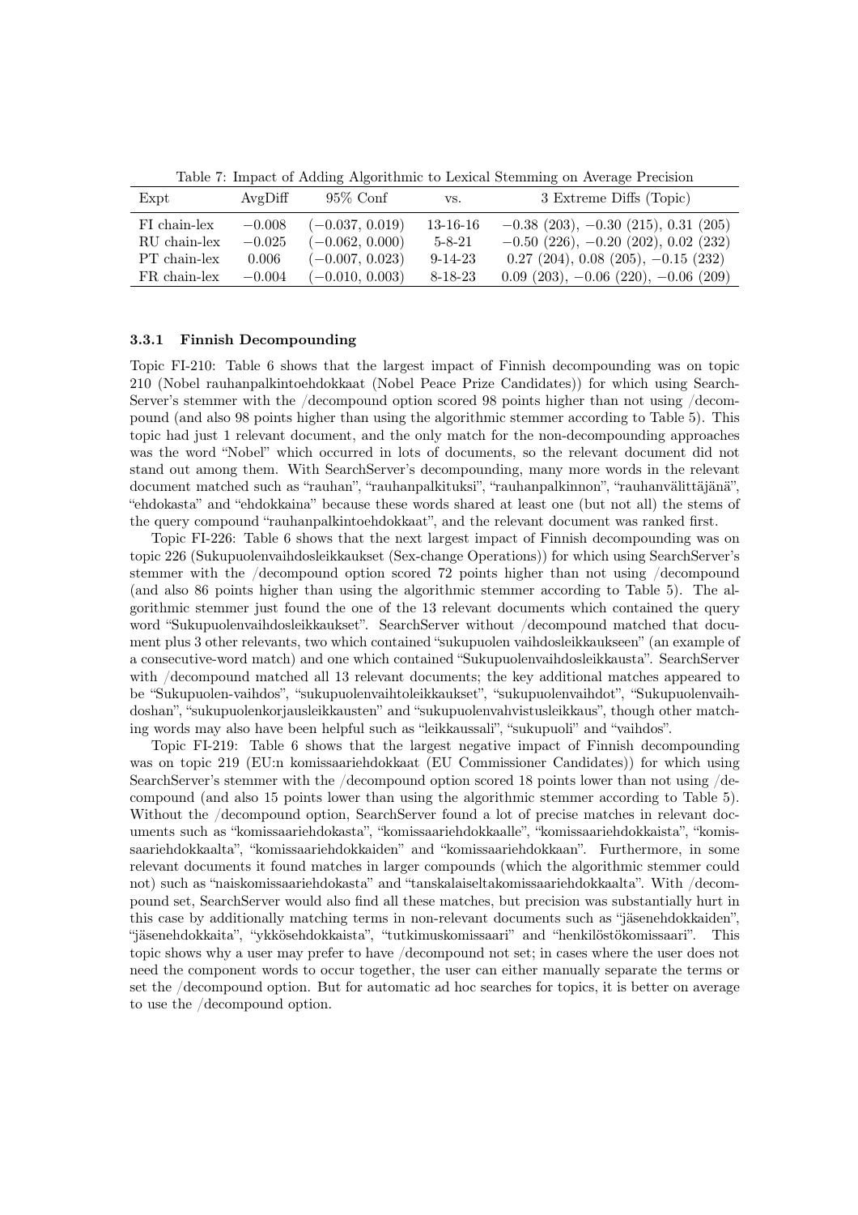Table 7: Impact of Adding Algorithmic to Lexical Stemming on Average Precision

| Expt | AvgDiff | 95% Conf | vs. | 3 Extreme Diffs (Topic) |
|---|---|---|---|---|
| FI chain-lex | −0.008 | (−0.037, 0.019) | 13-16-16 | −0.38 (203), −0.30 (215), 0.31 (205) |
| RU chain-lex | −0.025 | (−0.062, 0.000) | 5-8-21 | −0.50 (226), −0.20 (202), 0.02 (232) |
| PT chain-lex | 0.006 | (−0.007, 0.023) | 9-14-23 | 0.27 (204), 0.08 (205), −0.15 (232) |
| FR chain-lex | −0.004 | (−0.010, 0.003) | 8-18-23 | 0.09 (203), −0.06 (220), −0.06 (209) |

### 3.3.1 Finnish Decompounding

Topic FI-210: Table 6 shows that the largest impact of Finnish decompounding was on topic 210 (Nobel rauhanpalkintoehdokkaat (Nobel Peace Prize Candidates)) for which using SearchServer's stemmer with the /decompound option scored 98 points higher than not using /decompound (and also 98 points higher than using the algorithmic stemmer according to Table 5). This topic had just 1 relevant document, and the only match for the non-decompounding approaches was the word "Nobel" which occurred in lots of documents, so the relevant document did not stand out among them. With SearchServer's decompounding, many more words in the relevant document matched such as "rauhan", "rauhanpalkituksi", "rauhanpalkinnon", "rauhanvälittäjänä", "ehdokasta" and "ehdokkaina" because these words shared at least one (but not all) the stems of the query compound "rauhanpalkintoehdokkaat", and the relevant document was ranked first.

Topic FI-226: Table 6 shows that the next largest impact of Finnish decompounding was on topic 226 (Sukupuolenvaihdosleikkaukset (Sex-change Operations)) for which using SearchServer's stemmer with the /decompound option scored 72 points higher than not using /decompound (and also 86 points higher than using the algorithmic stemmer according to Table 5). The algorithmic stemmer just found the one of the 13 relevant documents which contained the query word "Sukupuolenvaihdosleikkaukset". SearchServer without /decompound matched that document plus 3 other relevants, two which contained "sukupuolen vaihdosleikkaukseen" (an example of a consecutive-word match) and one which contained "Sukupuolenvaihdosleikkausta". SearchServer with /decompound matched all 13 relevant documents; the key additional matches appeared to be "Sukupuolen-vaihdos", "sukupuolenvaihtoleikkaukset", "sukupuolenvaihdot", "Sukupuolenvaihdoshan", "sukupuolenkorjausleikkausten" and "sukupuolenvahvistusleikkaus", though other matching words may also have been helpful such as "leikkaussali", "sukupuoli" and "vaihdos".

Topic FI-219: Table 6 shows that the largest negative impact of Finnish decompounding was on topic 219 (EU:n komissaariehdokkaat (EU Commissioner Candidates)) for which using SearchServer's stemmer with the /decompound option scored 18 points lower than not using /decompound (and also 15 points lower than using the algorithmic stemmer according to Table 5). Without the /decompound option, SearchServer found a lot of precise matches in relevant documents such as "komissaariehdokasta", "komissaariehdokkaalle", "komissaariehdokkaista", "komissaariehdokkaalta", "komissaariehdokkaiden" and "komissaariehdokkaan". Furthermore, in some relevant documents it found matches in larger compounds (which the algorithmic stemmer could not) such as "naiskomissaariehdokasta" and "tanskalaiseltakomissaariehdokkaalta". With /decompound set, SearchServer would also find all these matches, but precision was substantially hurt in this case by additionally matching terms in non-relevant documents such as "jäsenehdokkaiden", "jäsenehdokkaita", "ykkösehdokkaista", "tutkimuskomissaari" and "henkilöstökomissaari". This topic shows why a user may prefer to have /decompound not set; in cases where the user does not need the component words to occur together, the user can either manually separate the terms or set the /decompound option. But for automatic ad hoc searches for topics, it is better on average to use the /decompound option.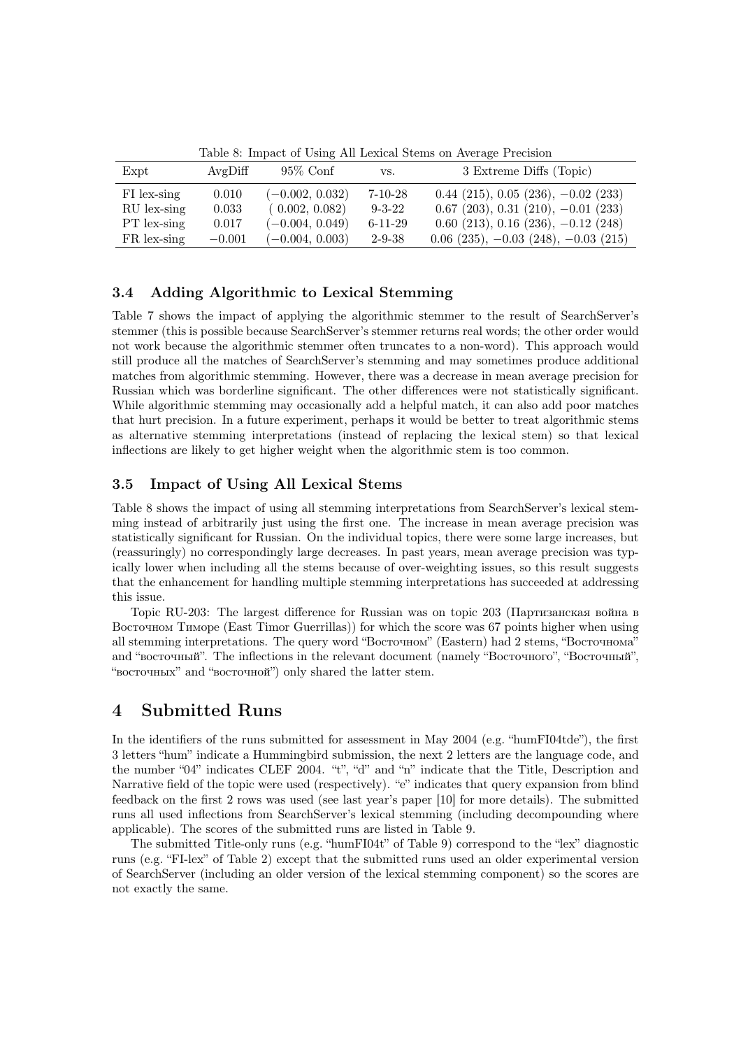Table 8: Impact of Using All Lexical Stems on Average Precision

| Expt | AvgDiff | 95% Conf | vs. | 3 Extreme Diffs (Topic) |
|---|---|---|---|---|
| FI lex-sing | 0.010 | (−0.002, 0.032) | 7-10-28 | 0.44 (215), 0.05 (236), −0.02 (233) |
| RU lex-sing | 0.033 | ( 0.002, 0.082) | 9-3-22 | 0.67 (203), 0.31 (210), −0.01 (233) |
| PT lex-sing | 0.017 | (−0.004, 0.049) | 6-11-29 | 0.60 (213), 0.16 (236), −0.12 (248) |
| FR lex-sing | −0.001 | (−0.004, 0.003) | 2-9-38 | 0.06 (235), −0.03 (248), −0.03 (215) |

### 3.4 Adding Algorithmic to Lexical Stemming

Table 7 shows the impact of applying the algorithmic stemmer to the result of SearchServer's stemmer (this is possible because SearchServer's stemmer returns real words; the other order would not work because the algorithmic stemmer often truncates to a non-word). This approach would still produce all the matches of SearchServer's stemming and may sometimes produce additional matches from algorithmic stemming. However, there was a decrease in mean average precision for Russian which was borderline significant. The other differences were not statistically significant. While algorithmic stemming may occasionally add a helpful match, it can also add poor matches that hurt precision. In a future experiment, perhaps it would be better to treat algorithmic stems as alternative stemming interpretations (instead of replacing the lexical stem) so that lexical inflections are likely to get higher weight when the algorithmic stem is too common.

### 3.5 Impact of Using All Lexical Stems

Table 8 shows the impact of using all stemming interpretations from SearchServer's lexical stemming instead of arbitrarily just using the first one. The increase in mean average precision was statistically significant for Russian. On the individual topics, there were some large increases, but (reassuringly) no correspondingly large decreases. In past years, mean average precision was typically lower when including all the stems because of over-weighting issues, so this result suggests that the enhancement for handling multiple stemming interpretations has succeeded at addressing this issue.

Topic RU-203: The largest difference for Russian was on topic 203 (Партизанская война в Восточном Тиморе (East Timor Guerrillas)) for which the score was 67 points higher when using all stemming interpretations. The query word "Восточном" (Eastern) had 2 stems, "Восточнома" and "восточный". The inflections in the relevant document (namely "Восточного", "Восточный", "восточных" and "восточной") only shared the latter stem.

## 4 Submitted Runs

In the identifiers of the runs submitted for assessment in May 2004 (e.g. "humFI04tde"), the first 3 letters "hum" indicate a Hummingbird submission, the next 2 letters are the language code, and the number "04" indicates CLEF 2004. "t", "d" and "n" indicate that the Title, Description and Narrative field of the topic were used (respectively). "e" indicates that query expansion from blind feedback on the first 2 rows was used (see last year's paper [10] for more details). The submitted runs all used inflections from SearchServer's lexical stemming (including decompounding where applicable). The scores of the submitted runs are listed in Table 9.

The submitted Title-only runs (e.g. "humFI04t" of Table 9) correspond to the "lex" diagnostic runs (e.g. "FI-lex" of Table 2) except that the submitted runs used an older experimental version of SearchServer (including an older version of the lexical stemming component) so the scores are not exactly the same.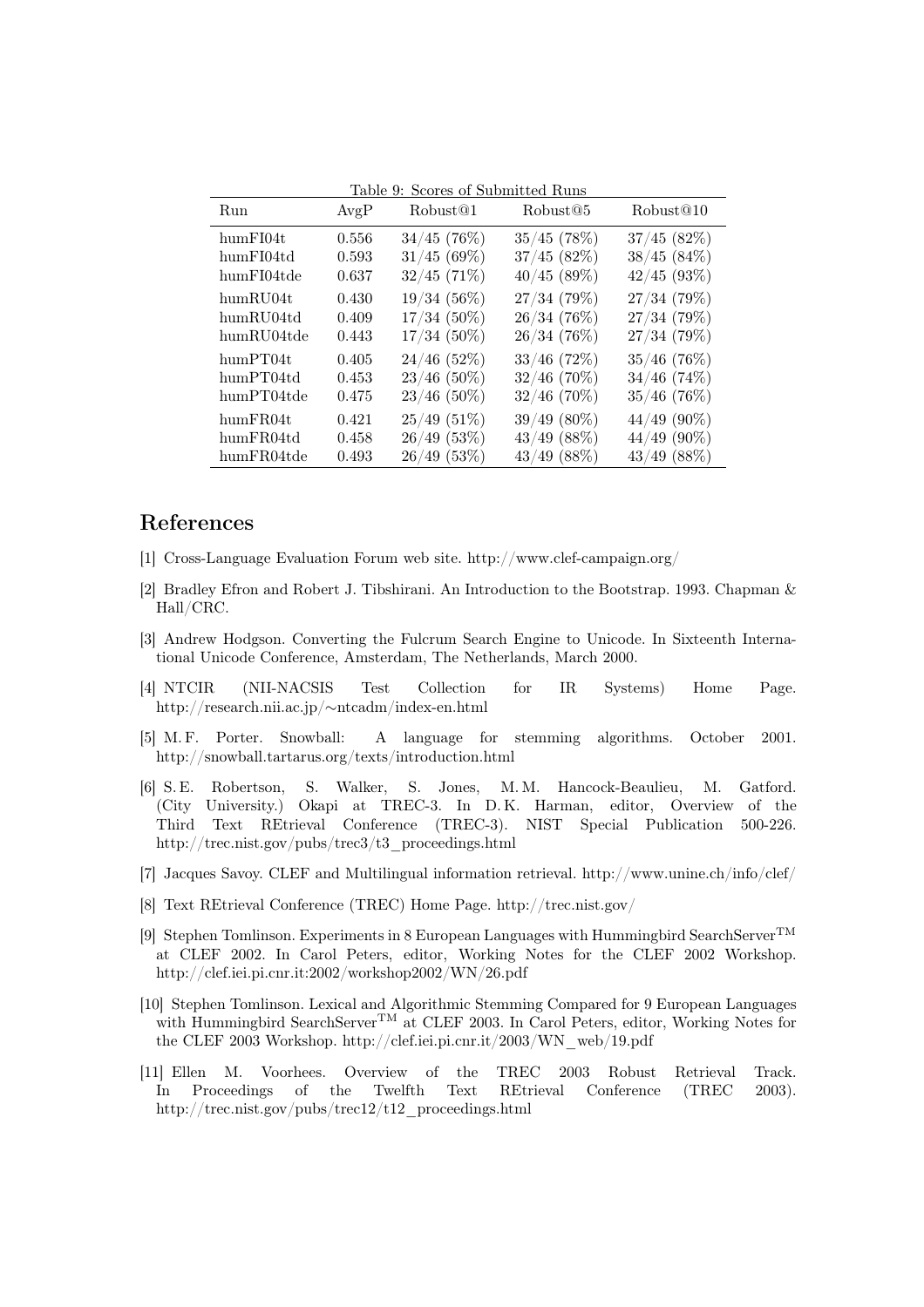Table 9: Scores of Submitted Runs

| Run | AvgP | Robust@1 | Robust@5 | Robust@10 |
|---|---|---|---|---|
| humFI04t | 0.556 | 34/45 (76%) | 35/45 (78%) | 37/45 (82%) |
| humFI04td | 0.593 | 31/45 (69%) | 37/45 (82%) | 38/45 (84%) |
| humFI04tde | 0.637 | 32/45 (71%) | 40/45 (89%) | 42/45 (93%) |
| humRU04t | 0.430 | 19/34 (56%) | 27/34 (79%) | 27/34 (79%) |
| humRU04td | 0.409 | 17/34 (50%) | 26/34 (76%) | 27/34 (79%) |
| humRU04tde | 0.443 | 17/34 (50%) | 26/34 (76%) | 27/34 (79%) |
| humPT04t | 0.405 | 24/46 (52%) | 33/46 (72%) | 35/46 (76%) |
| humPT04td | 0.453 | 23/46 (50%) | 32/46 (70%) | 34/46 (74%) |
| humPT04tde | 0.475 | 23/46 (50%) | 32/46 (70%) | 35/46 (76%) |
| humFR04t | 0.421 | 25/49 (51%) | 39/49 (80%) | 44/49 (90%) |
| humFR04td | 0.458 | 26/49 (53%) | 43/49 (88%) | 44/49 (90%) |
| humFR04tde | 0.493 | 26/49 (53%) | 43/49 (88%) | 43/49 (88%) |

# References

[1] Cross-Language Evaluation Forum web site. http://www.clef-campaign.org/

[2] Bradley Efron and Robert J. Tibshirani. An Introduction to the Bootstrap. 1993. Chapman & Hall/CRC.

[3] Andrew Hodgson. Converting the Fulcrum Search Engine to Unicode. In Sixteenth International Unicode Conference, Amsterdam, The Netherlands, March 2000.

[4] NTCIR (NII-NACSIS Test Collection for IR Systems) Home Page. http://research.nii.ac.jp/~ntcadm/index-en.html

[5] M. F. Porter. Snowball: A language for stemming algorithms. October 2001. http://snowball.tartarus.org/texts/introduction.html

[6] S. E. Robertson, S. Walker, S. Jones, M. M. Hancock-Beaulieu, M. Gatford. (City University.) Okapi at TREC-3. In D. K. Harman, editor, Overview of the Third Text REtrieval Conference (TREC-3). NIST Special Publication 500-226. http://trec.nist.gov/pubs/trec3/t3_proceedings.html

[7] Jacques Savoy. CLEF and Multilingual information retrieval. http://www.unine.ch/info/clef/

[8] Text REtrieval Conference (TREC) Home Page. http://trec.nist.gov/

[9] Stephen Tomlinson. Experiments in 8 European Languages with Hummingbird SearchServer™ at CLEF 2002. In Carol Peters, editor, Working Notes for the CLEF 2002 Workshop. http://clef.iei.pi.cnr.it:2002/workshop2002/WN/26.pdf

[10] Stephen Tomlinson. Lexical and Algorithmic Stemming Compared for 9 European Languages with Hummingbird SearchServer™ at CLEF 2003. In Carol Peters, editor, Working Notes for the CLEF 2003 Workshop. http://clef.iei.pi.cnr.it/2003/WN_web/19.pdf

[11] Ellen M. Voorhees. Overview of the TREC 2003 Robust Retrieval Track. In Proceedings of the Twelfth Text REtrieval Conference (TREC 2003). http://trec.nist.gov/pubs/trec12/t12_proceedings.html